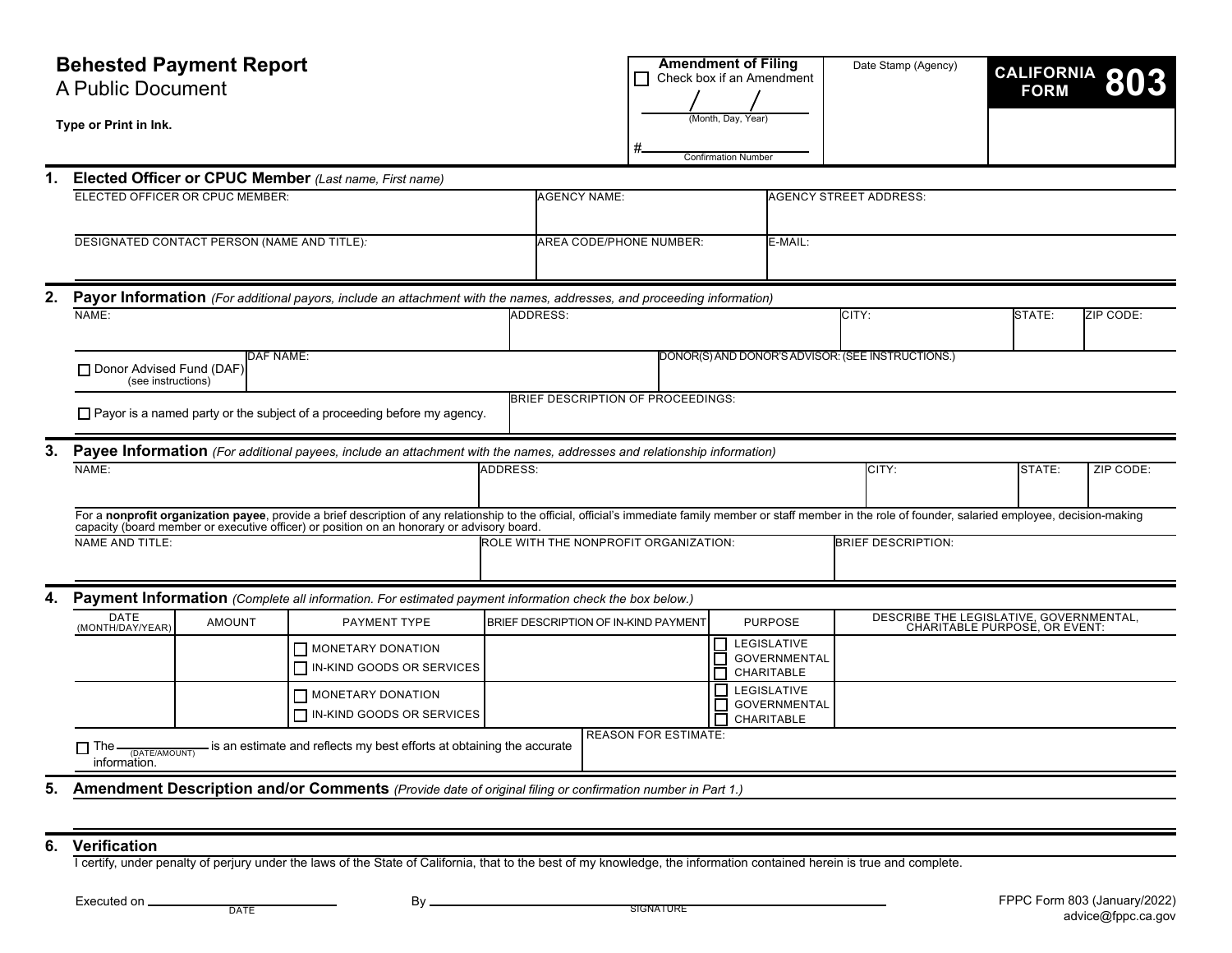# Behested Payment Report

A Public Document

**Type or Print in Ink.**

**Amendment of Filing**
☐ Check box if an Amendment

____ / ____ / ____
(Month, Day, Year)

#________________
Confirmation Number

Date Stamp (Agency)

**CALIFORNIA FORM 803**

## 1. Elected Officer or CPUC Member *(Last name, First name)*

| ELECTED OFFICER OR CPUC MEMBER: | AGENCY NAME: | AGENCY STREET ADDRESS: |
|---|---|---|
| | | |
| DESIGNATED CONTACT PERSON (NAME AND TITLE): | AREA CODE/PHONE NUMBER: | E-MAIL: |
| | | |

## 2. Payor Information *(For additional payors, include an attachment with the names, addresses, and proceeding information)*

| NAME: | ADDRESS: | CITY: | STATE: | ZIP CODE: |
|---|---|---|---|---|
| | | | | |

| ☐ Donor Advised Fund (DAF) (see instructions) | DAF NAME: | DONOR(S) AND DONOR'S ADVISOR: (SEE INSTRUCTIONS.) |
|---|---|---|
| | | |

| ☐ Payor is a named party or the subject of a proceeding before my agency. | BRIEF DESCRIPTION OF PROCEEDINGS: |
|---|---|
| | |

## 3. Payee Information *(For additional payees, include an attachment with the names, addresses and relationship information)*

| NAME: | ADDRESS: | CITY: | STATE: | ZIP CODE: |
|---|---|---|---|---|
| | | | | |

For a **nonprofit organization payee**, provide a brief description of any relationship to the official, official's immediate family member or staff member in the role of founder, salaried employee, decision-making capacity (board member or executive officer) or position on an honorary or advisory board.

| NAME AND TITLE: | ROLE WITH THE NONPROFIT ORGANIZATION: | BRIEF DESCRIPTION: |
|---|---|---|
| | | |

## 4. Payment Information *(Complete all information. For estimated payment information check the box below.)*

| DATE (MONTH/DAY/YEAR) | AMOUNT | PAYMENT TYPE | BRIEF DESCRIPTION OF IN-KIND PAYMENT | PURPOSE | DESCRIBE THE LEGISLATIVE, GOVERNMENTAL, CHARITABLE PURPOSE, OR EVENT: |
|---|---|---|---|---|---|
| | | ☐ MONETARY DONATION<br>☐ IN-KIND GOODS OR SERVICES | | ☐ LEGISLATIVE<br>☐ GOVERNMENTAL<br>☐ CHARITABLE | |
| | | ☐ MONETARY DONATION<br>☐ IN-KIND GOODS OR SERVICES | | ☐ LEGISLATIVE<br>☐ GOVERNMENTAL<br>☐ CHARITABLE | |

☐ The ____________ (DATE/AMOUNT) is an estimate and reflects my best efforts at obtaining the accurate information.

REASON FOR ESTIMATE:

## 5. Amendment Description and/or Comments *(Provide date of original filing or confirmation number in Part 1.)*

## 6. Verification

I certify, under penalty of perjury under the laws of the State of California, that to the best of my knowledge, the information contained herein is true and complete.

Executed on ____________________ By ________________________________
DATE SIGNATURE

FPPC Form 803 (January/2022)
advice@fppc.ca.gov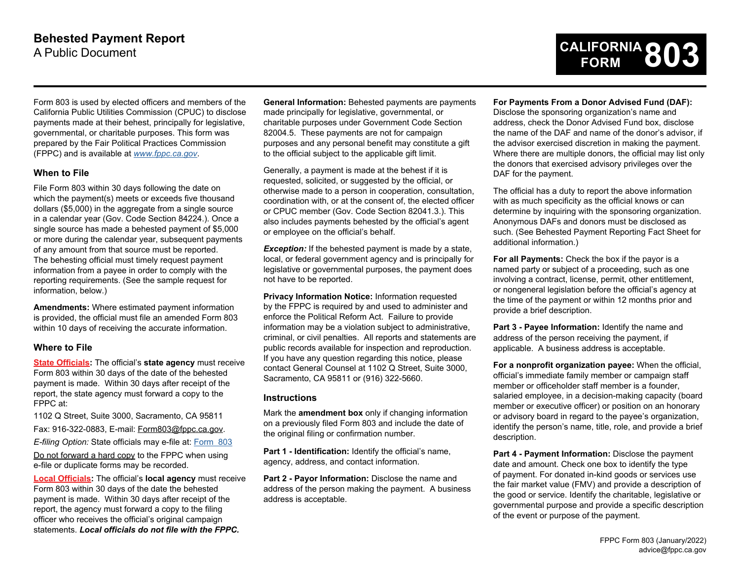# Behested Payment Report

A Public Document

**CALIFORNIA FORM 803**

Form 803 is used by elected officers and members of the California Public Utilities Commission (CPUC) to disclose payments made at their behest, principally for legislative, governmental, or charitable purposes. This form was prepared by the Fair Political Practices Commission (FPPC) and is available at *www.fppc.ca.gov*.

## When to File

File Form 803 within 30 days following the date on which the payment(s) meets or exceeds five thousand dollars ($5,000) in the aggregate from a single source in a calendar year (Gov. Code Section 84224.). Once a single source has made a behested payment of $5,000 or more during the calendar year, subsequent payments of any amount from that source must be reported. The behesting official must timely request payment information from a payee in order to comply with the reporting requirements. (See the sample request for information, below.)

**Amendments:** Where estimated payment information is provided, the official must file an amended Form 803 within 10 days of receiving the accurate information.

## Where to File

**State Officials:** The official's **state agency** must receive Form 803 within 30 days of the date of the behested payment is made. Within 30 days after receipt of the report, the state agency must forward a copy to the FPPC at:

1102 Q Street, Suite 3000, Sacramento, CA 95811

Fax: 916-322-0883, E-mail: Form803@fppc.ca.gov.

*E-filing Option:* State officials may e-file at: Form 803

Do not forward a hard copy to the FPPC when using e-file or duplicate forms may be recorded.

**Local Officials:** The official's **local agency** must receive Form 803 within 30 days of the date the behested payment is made. Within 30 days after receipt of the report, the agency must forward a copy to the filing officer who receives the official's original campaign statements. ***Local officials do not file with the FPPC.***

**General Information:** Behested payments are payments made principally for legislative, governmental, or charitable purposes under Government Code Section 82004.5. These payments are not for campaign purposes and any personal benefit may constitute a gift to the official subject to the applicable gift limit.

Generally, a payment is made at the behest if it is requested, solicited, or suggested by the official, or otherwise made to a person in cooperation, consultation, coordination with, or at the consent of, the elected officer or CPUC member (Gov. Code Section 82041.3.). This also includes payments behested by the official's agent or employee on the official's behalf.

***Exception:*** If the behested payment is made by a state, local, or federal government agency and is principally for legislative or governmental purposes, the payment does not have to be reported.

**Privacy Information Notice:** Information requested by the FPPC is required by and used to administer and enforce the Political Reform Act. Failure to provide information may be a violation subject to administrative, criminal, or civil penalties. All reports and statements are public records available for inspection and reproduction. If you have any question regarding this notice, please contact General Counsel at 1102 Q Street, Suite 3000, Sacramento, CA 95811 or (916) 322-5660.

## Instructions

Mark the **amendment box** only if changing information on a previously filed Form 803 and include the date of the original filing or confirmation number.

**Part 1 - Identification:** Identify the official's name, agency, address, and contact information.

**Part 2 - Payor Information:** Disclose the name and address of the person making the payment. A business address is acceptable.

**For Payments From a Donor Advised Fund (DAF):** Disclose the sponsoring organization's name and address, check the Donor Advised Fund box, disclose the name of the DAF and name of the donor's advisor, if the advisor exercised discretion in making the payment. Where there are multiple donors, the official may list only the donors that exercised advisory privileges over the DAF for the payment.

The official has a duty to report the above information with as much specificity as the official knows or can determine by inquiring with the sponsoring organization. Anonymous DAFs and donors must be disclosed as such. (See Behested Payment Reporting Fact Sheet for additional information.)

**For all Payments:** Check the box if the payor is a named party or subject of a proceeding, such as one involving a contract, license, permit, other entitlement, or nongeneral legislation before the official's agency at the time of the payment or within 12 months prior and provide a brief description.

**Part 3 - Payee Information:** Identify the name and address of the person receiving the payment, if applicable. A business address is acceptable.

**For a nonprofit organization payee:** When the official, official's immediate family member or campaign staff member or officeholder staff member is a founder, salaried employee, in a decision-making capacity (board member or executive officer) or position on an honorary or advisory board in regard to the payee's organization, identify the person's name, title, role, and provide a brief description.

**Part 4 - Payment Information:** Disclose the payment date and amount. Check one box to identify the type of payment. For donated in-kind goods or services use the fair market value (FMV) and provide a description of the good or service. Identify the charitable, legislative or governmental purpose and provide a specific description of the event or purpose of the payment.

FPPC Form 803 (January/2022)
advice@fppc.ca.gov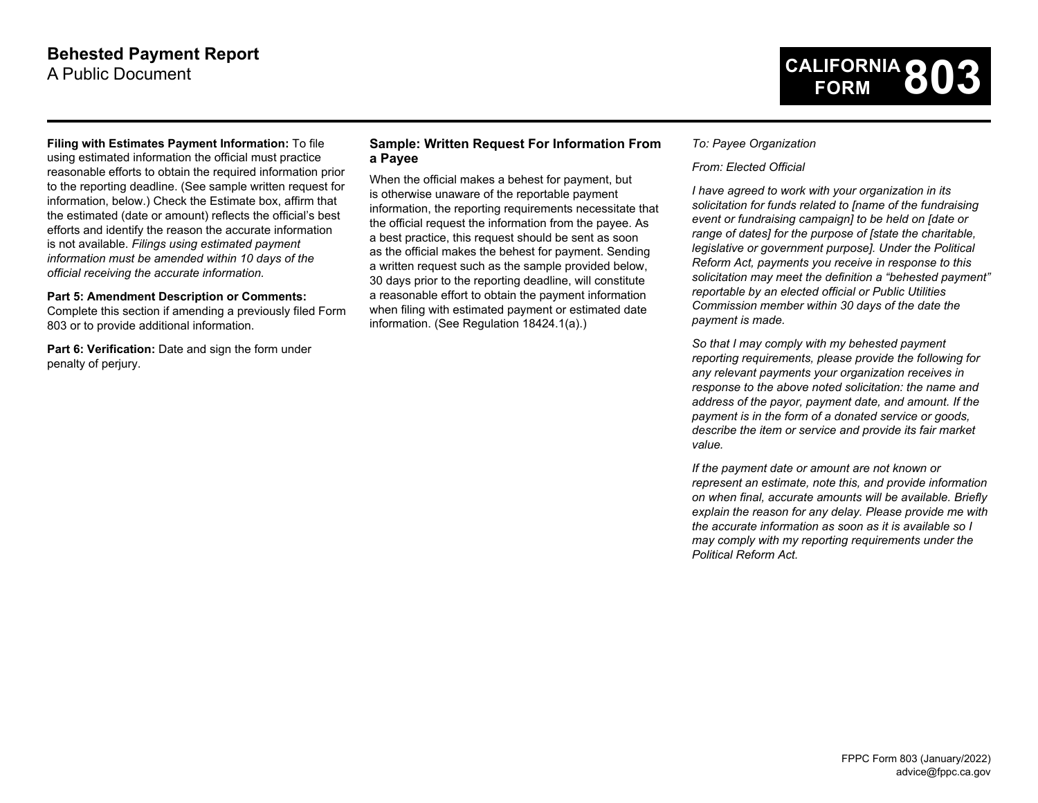# Behested Payment Report

A Public Document

**CALIFORNIA FORM 803**

**Filing with Estimates Payment Information:** To file using estimated information the official must practice reasonable efforts to obtain the required information prior to the reporting deadline. (See sample written request for information, below.) Check the Estimate box, affirm that the estimated (date or amount) reflects the official's best efforts and identify the reason the accurate information is not available. *Filings using estimated payment information must be amended within 10 days of the official receiving the accurate information.*

**Part 5: Amendment Description or Comments:** Complete this section if amending a previously filed Form 803 or to provide additional information.

**Part 6: Verification:** Date and sign the form under penalty of perjury.

### Sample: Written Request For Information From a Payee

When the official makes a behest for payment, but is otherwise unaware of the reportable payment information, the reporting requirements necessitate that the official request the information from the payee. As a best practice, this request should be sent as soon as the official makes the behest for payment. Sending a written request such as the sample provided below, 30 days prior to the reporting deadline, will constitute a reasonable effort to obtain the payment information when filing with estimated payment or estimated date information. (See Regulation 18424.1(a).)

*To: Payee Organization*

*From: Elected Official*

*I have agreed to work with your organization in its solicitation for funds related to [name of the fundraising event or fundraising campaign] to be held on [date or range of dates] for the purpose of [state the charitable, legislative or government purpose]. Under the Political Reform Act, payments you receive in response to this solicitation may meet the definition a "behested payment" reportable by an elected official or Public Utilities Commission member within 30 days of the date the payment is made.*

*So that I may comply with my behested payment reporting requirements, please provide the following for any relevant payments your organization receives in response to the above noted solicitation: the name and address of the payor, payment date, and amount. If the payment is in the form of a donated service or goods, describe the item or service and provide its fair market value.*

*If the payment date or amount are not known or represent an estimate, note this, and provide information on when final, accurate amounts will be available. Briefly explain the reason for any delay. Please provide me with the accurate information as soon as it is available so I may comply with my reporting requirements under the Political Reform Act.*